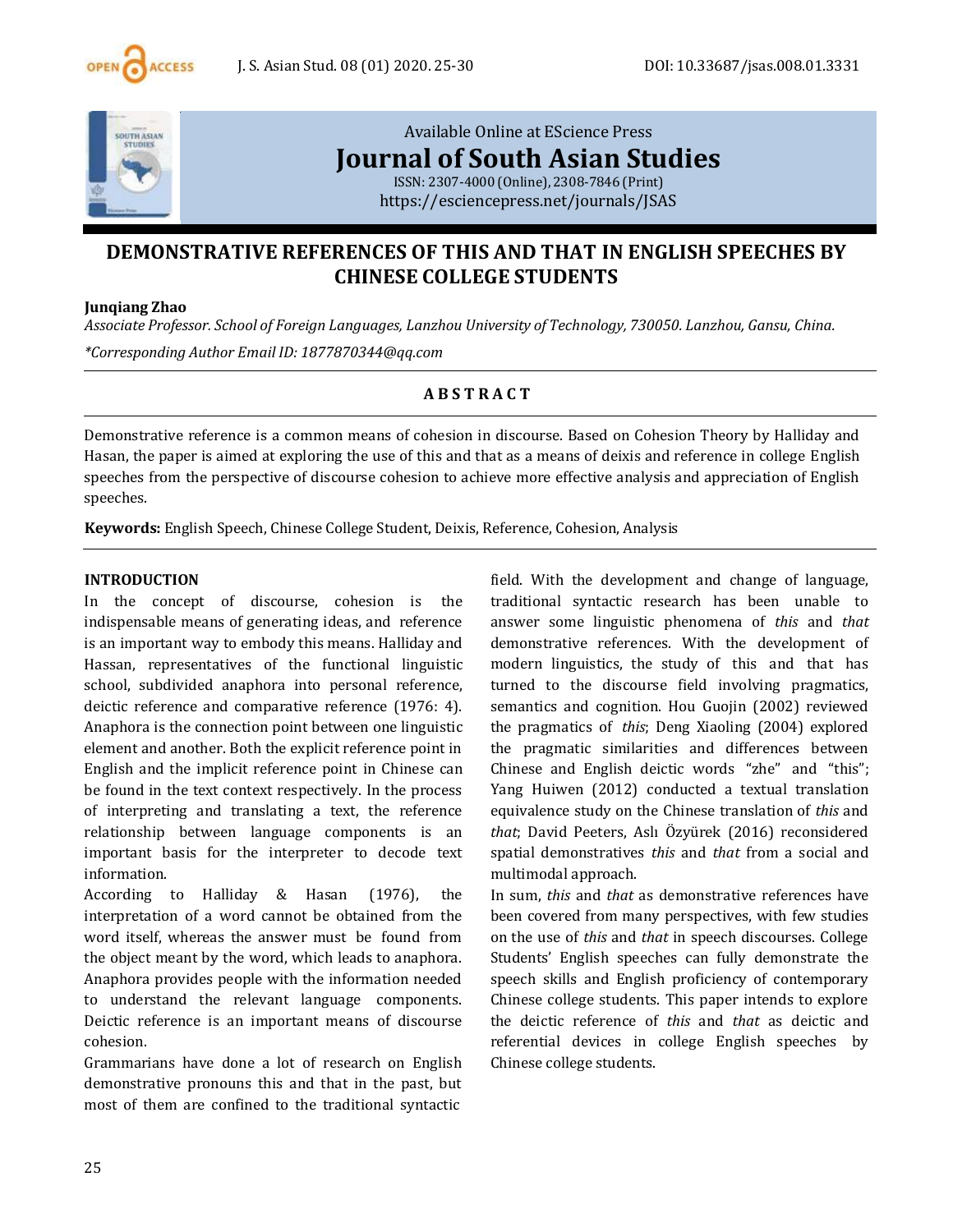Available Online at EScience Press

**Journal of South Asian Studies**

ISSN: 2307-4000 (Online), 2308-7846 (Print)

https://esciencepress.net/journals/JSAS

# DEMONSTRATIVE REFERENCES OF THIS AND THAT IN ENGLISH SPEECHES BY CHINESE COLLEGE STUDENTS

**Junqiang Zhao**

*Associate Professor. School of Foreign Languages, Lanzhou University of Technology, 730050. Lanzhou, Gansu, China.*

*\*Corresponding Author Email ID: 1877870344@qq.com*

## ABSTRACT

Demonstrative reference is a common means of cohesion in discourse. Based on Cohesion Theory by Halliday and Hasan, the paper is aimed at exploring the use of this and that as a means of deixis and reference in college English speeches from the perspective of discourse cohesion to achieve more effective analysis and appreciation of English speeches.

**Keywords:** English Speech, Chinese College Student, Deixis, Reference, Cohesion, Analysis

## INTRODUCTION

In the concept of discourse, cohesion is the indispensable means of generating ideas, and reference is an important way to embody this means. Halliday and Hassan, representatives of the functional linguistic school, subdivided anaphora into personal reference, deictic reference and comparative reference (1976: 4). Anaphora is the connection point between one linguistic element and another. Both the explicit reference point in English and the implicit reference point in Chinese can be found in the text context respectively. In the process of interpreting and translating a text, the reference relationship between language components is an important basis for the interpreter to decode text information.

According to Halliday & Hasan (1976), the interpretation of a word cannot be obtained from the word itself, whereas the answer must be found from the object meant by the word, which leads to anaphora. Anaphora provides people with the information needed to understand the relevant language components. Deictic reference is an important means of discourse cohesion.

Grammarians have done a lot of research on English demonstrative pronouns this and that in the past, but most of them are confined to the traditional syntactic field. With the development and change of language, traditional syntactic research has been unable to answer some linguistic phenomena of *this* and *that* demonstrative references. With the development of modern linguistics, the study of this and that has turned to the discourse field involving pragmatics, semantics and cognition. Hou Guojin (2002) reviewed the pragmatics of *this*; Deng Xiaoling (2004) explored the pragmatic similarities and differences between Chinese and English deictic words "zhe" and "this"; Yang Huiwen (2012) conducted a textual translation equivalence study on the Chinese translation of *this* and *that*; David Peeters, Aslı Özyürek (2016) reconsidered spatial demonstratives *this* and *that* from a social and multimodal approach.

In sum, *this* and *that* as demonstrative references have been covered from many perspectives, with few studies on the use of *this* and *that* in speech discourses. College Students' English speeches can fully demonstrate the speech skills and English proficiency of contemporary Chinese college students. This paper intends to explore the deictic reference of *this* and *that* as deictic and referential devices in college English speeches by Chinese college students.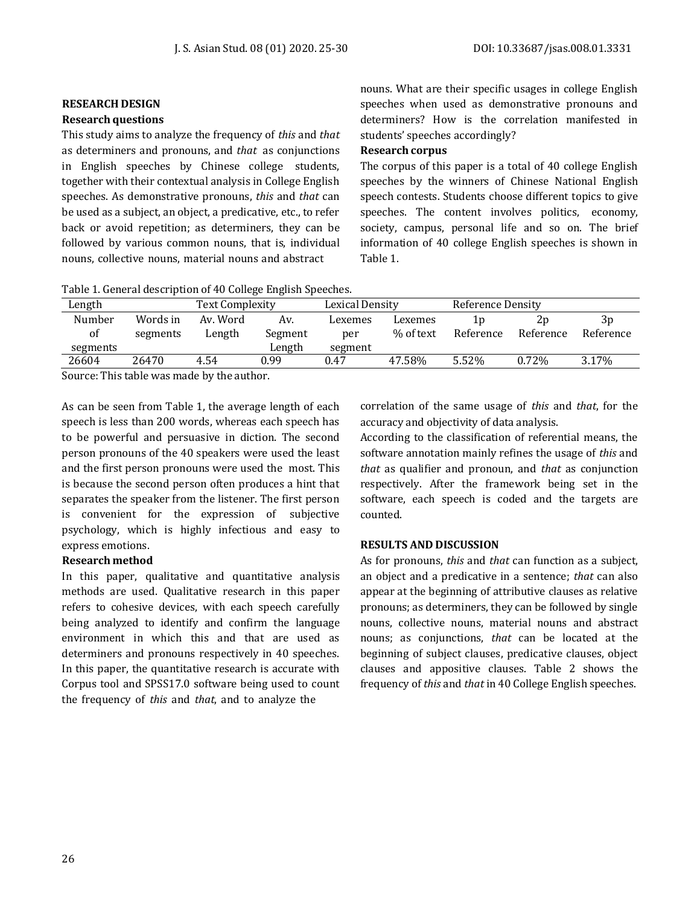## RESEARCH DESIGN

### Research questions

This study aims to analyze the frequency of *this* and *that* as determiners and pronouns, and *that* as conjunctions in English speeches by Chinese college students, together with their contextual analysis in College English speeches. As demonstrative pronouns, *this* and *that* can be used as a subject, an object, a predicative, etc., to refer back or avoid repetition; as determiners, they can be followed by various common nouns, that is, individual nouns, collective nouns, material nouns and abstract nouns. What are their specific usages in college English speeches when used as demonstrative pronouns and determiners? How is the correlation manifested in students' speeches accordingly?

### Research corpus

The corpus of this paper is a total of 40 college English speeches by the winners of Chinese National English speech contests. Students choose different topics to give speeches. The content involves politics, economy, society, campus, personal life and so on. The brief information of 40 college English speeches is shown in Table 1.

Table 1. General description of 40 College English Speeches.

| Length | | Text Complexity | | Lexical Density | | Reference Density | | |
|---|---|---|---|---|---|---|---|---|
| Number of segments | Words in segments | Av. Word Length | Av. Segment Length | Lexemes per segment | Lexemes % of text | 1p Reference | 2p Reference | 3p Reference |
| 26604 | 26470 | 4.54 | 0.99 | 0.47 | 47.58% | 5.52% | 0.72% | 3.17% |

Source: This table was made by the author.

As can be seen from Table 1, the average length of each speech is less than 200 words, whereas each speech has to be powerful and persuasive in diction. The second person pronouns of the 40 speakers were used the least and the first person pronouns were used the most. This is because the second person often produces a hint that separates the speaker from the listener. The first person is convenient for the expression of subjective psychology, which is highly infectious and easy to express emotions.

### Research method

In this paper, qualitative and quantitative analysis methods are used. Qualitative research in this paper refers to cohesive devices, with each speech carefully being analyzed to identify and confirm the language environment in which this and that are used as determiners and pronouns respectively in 40 speeches. In this paper, the quantitative research is accurate with Corpus tool and SPSS17.0 software being used to count the frequency of *this* and *that*, and to analyze the correlation of the same usage of *this* and *that*, for the accuracy and objectivity of data analysis.

According to the classification of referential means, the software annotation mainly refines the usage of *this* and *that* as qualifier and pronoun, and *that* as conjunction respectively. After the framework being set in the software, each speech is coded and the targets are counted.

## RESULTS AND DISCUSSION

As for pronouns, *this* and *that* can function as a subject, an object and a predicative in a sentence; *that* can also appear at the beginning of attributive clauses as relative pronouns; as determiners, they can be followed by single nouns, collective nouns, material nouns and abstract nouns; as conjunctions, *that* can be located at the beginning of subject clauses, predicative clauses, object clauses and appositive clauses. Table 2 shows the frequency of *this* and *that* in 40 College English speeches.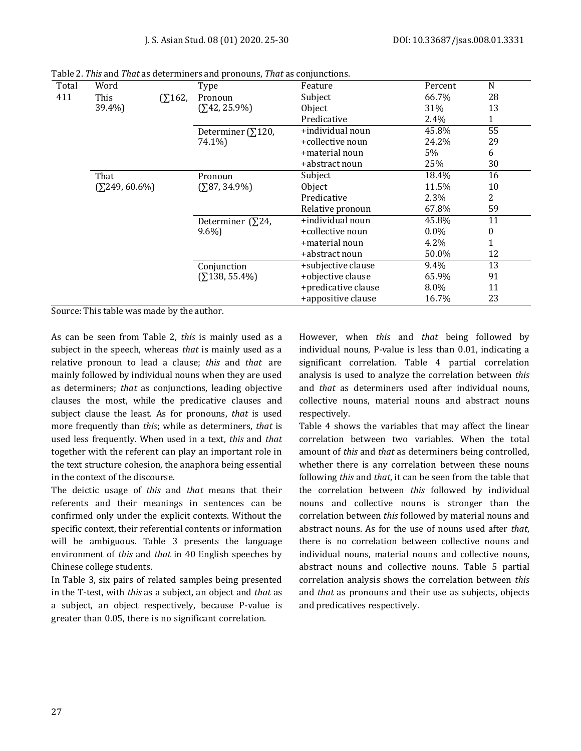Table 2. *This* and *That* as determiners and pronouns, *That* as conjunctions.

| Total | Word | Type | Feature | Percent | N |
|---|---|---|---|---|---|
| 411 | This (∑162, 39.4%) | Pronoun (∑42, 25.9%) | Subject | 66.7% | 28 |
| | | | Object | 31% | 13 |
| | | | Predicative | 2.4% | 1 |
| | | Determiner (∑120, 74.1%) | +individual noun | 45.8% | 55 |
| | | | +collective noun | 24.2% | 29 |
| | | | +material noun | 5% | 6 |
| | | | +abstract noun | 25% | 30 |
| | That (∑249, 60.6%) | Pronoun (∑87, 34.9%) | Subject | 18.4% | 16 |
| | | | Object | 11.5% | 10 |
| | | | Predicative | 2.3% | 2 |
| | | | Relative pronoun | 67.8% | 59 |
| | | Determiner (∑24, 9.6%) | +individual noun | 45.8% | 11 |
| | | | +collective noun | 0.0% | 0 |
| | | | +material noun | 4.2% | 1 |
| | | | +abstract noun | 50.0% | 12 |
| | | Conjunction (∑138, 55.4%) | +subjective clause | 9.4% | 13 |
| | | | +objective clause | 65.9% | 91 |
| | | | +predicative clause | 8.0% | 11 |
| | | | +appositive clause | 16.7% | 23 |

Source: This table was made by the author.

As can be seen from Table 2, *this* is mainly used as a subject in the speech, whereas *that* is mainly used as a relative pronoun to lead a clause; *this* and *that* are mainly followed by individual nouns when they are used as determiners; *that* as conjunctions, leading objective clauses the most, while the predicative clauses and subject clause the least. As for pronouns, *that* is used more frequently than *this*; while as determiners, *that* is used less frequently. When used in a text, *this* and *that* together with the referent can play an important role in the text structure cohesion, the anaphora being essential in the context of the discourse.

The deictic usage of *this* and *that* means that their referents and their meanings in sentences can be confirmed only under the explicit contexts. Without the specific context, their referential contents or information will be ambiguous. Table 3 presents the language environment of *this* and *that* in 40 English speeches by Chinese college students.

In Table 3, six pairs of related samples being presented in the T-test, with *this* as a subject, an object and *that* as a subject, an object respectively, because P-value is greater than 0.05, there is no significant correlation.

However, when *this* and *that* being followed by individual nouns, P-value is less than 0.01, indicating a significant correlation. Table 4 partial correlation analysis is used to analyze the correlation between *this* and *that* as determiners used after individual nouns, collective nouns, material nouns and abstract nouns respectively.

Table 4 shows the variables that may affect the linear correlation between two variables. When the total amount of *this* and *that* as determiners being controlled, whether there is any correlation between these nouns following *this* and *that*, it can be seen from the table that the correlation between *this* followed by individual nouns and collective nouns is stronger than the correlation between *this* followed by material nouns and abstract nouns. As for the use of nouns used after *that*, there is no correlation between collective nouns and individual nouns, material nouns and collective nouns, abstract nouns and collective nouns. Table 5 partial correlation analysis shows the correlation between *this* and *that* as pronouns and their use as subjects, objects and predicatives respectively.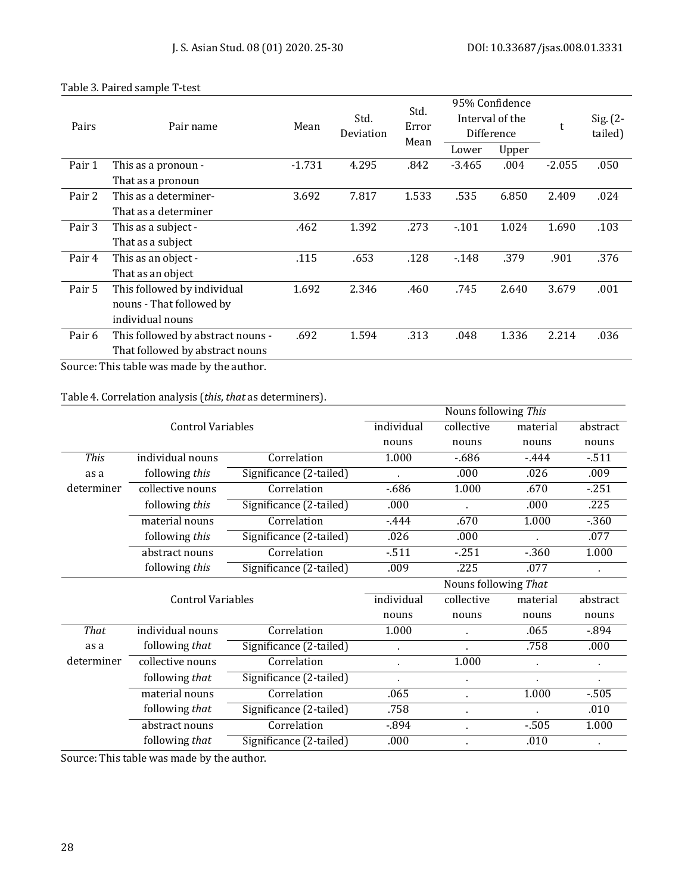Table 3. Paired sample T-test

| Pairs | Pair name | Mean | Std. Deviation | Std. Error Mean | 95% Confidence Interval of the Difference | | t | Sig. (2-tailed) |
|---|---|---|---|---|---|---|---|---|
| | | | | | Lower | Upper | | |
| Pair 1 | This as a pronoun - That as a pronoun | -1.731 | 4.295 | .842 | -3.465 | .004 | -2.055 | .050 |
| Pair 2 | This as a determiner- That as a determiner | 3.692 | 7.817 | 1.533 | .535 | 6.850 | 2.409 | .024 |
| Pair 3 | This as a subject - That as a subject | .462 | 1.392 | .273 | -.101 | 1.024 | 1.690 | .103 |
| Pair 4 | This as an object - That as an object | .115 | .653 | .128 | -.148 | .379 | .901 | .376 |
| Pair 5 | This followed by individual nouns - That followed by individual nouns | 1.692 | 2.346 | .460 | .745 | 2.640 | 3.679 | .001 |
| Pair 6 | This followed by abstract nouns - That followed by abstract nouns | .692 | 1.594 | .313 | .048 | 1.336 | 2.214 | .036 |

Source: This table was made by the author.

Table 4. Correlation analysis (*this*, *that* as determiners).

| Control Variables | | | Nouns following *This* | | | |
|---|---|---|---|---|---|---|
| | | | individual nouns | collective nouns | material nouns | abstract nouns |
| *This* as a determiner | individual nouns following *this* | Correlation | 1.000 | -.686 | -.444 | -.511 |
| | | Significance (2-tailed) | . | .000 | .026 | .009 |
| | collective nouns following *this* | Correlation | -.686 | 1.000 | .670 | -.251 |
| | | Significance (2-tailed) | .000 | . | .000 | .225 |
| | material nouns following *this* | Correlation | -.444 | .670 | 1.000 | -.360 |
| | | Significance (2-tailed) | .026 | .000 | . | .077 |
| | abstract nouns following *this* | Correlation | -.511 | -.251 | -.360 | 1.000 |
| | | Significance (2-tailed) | .009 | .225 | .077 | . |
| **Control Variables** | | | **Nouns following *That*** | | | |
| | | | individual nouns | collective nouns | material nouns | abstract nouns |
| *That* as a determiner | individual nouns following *that* | Correlation | 1.000 | . | .065 | -.894 |
| | | Significance (2-tailed) | . | . | .758 | .000 |
| | collective nouns following *that* | Correlation | . | 1.000 | . | . |
| | | Significance (2-tailed) | . | . | . | . |
| | material nouns following *that* | Correlation | .065 | . | 1.000 | -.505 |
| | | Significance (2-tailed) | .758 | . | . | .010 |
| | abstract nouns following *that* | Correlation | -.894 | . | -.505 | 1.000 |
| | | Significance (2-tailed) | .000 | . | .010 | . |

Source: This table was made by the author.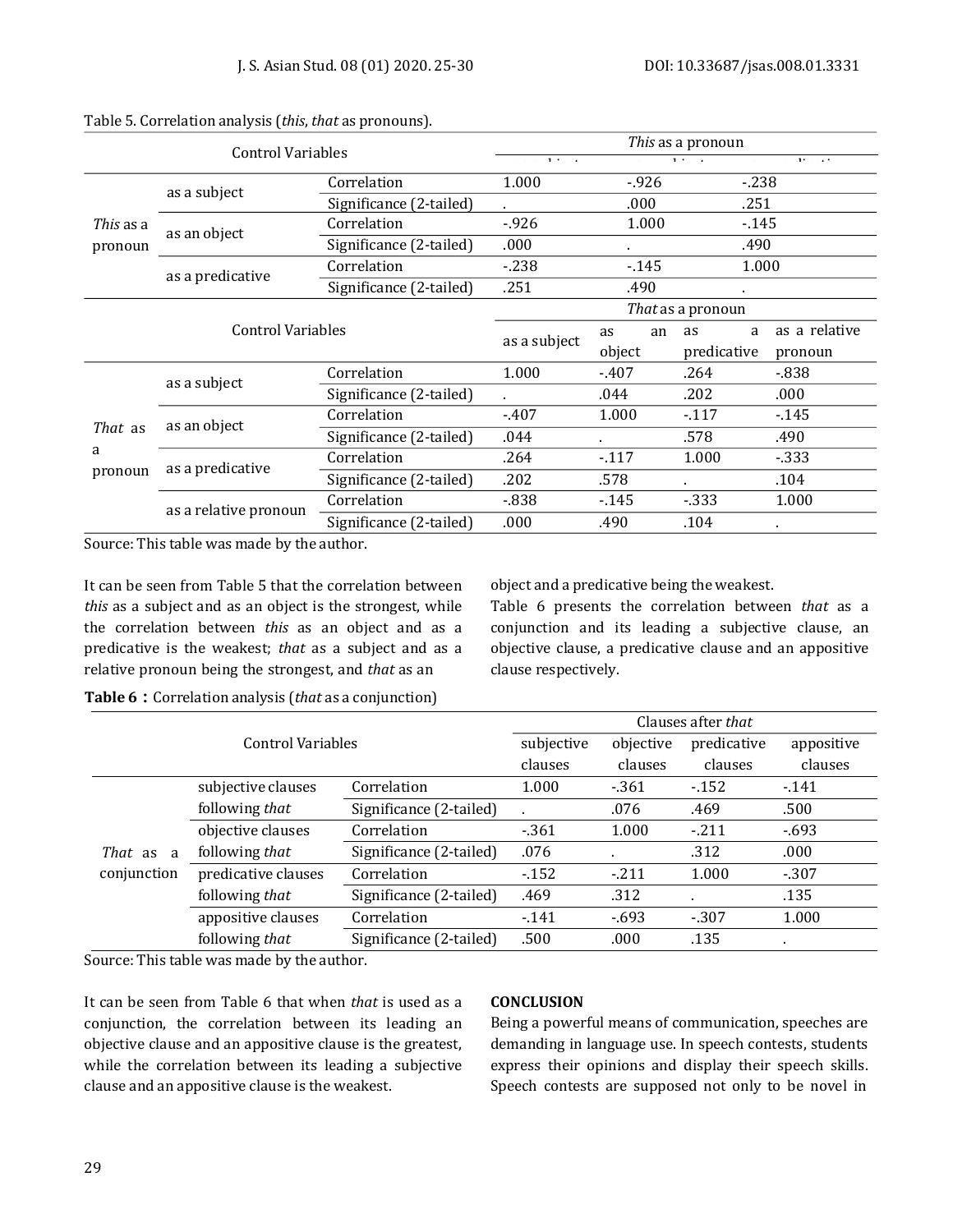Table 5. Correlation analysis (*this*, *that* as pronouns).

| Control Variables | | | *This* as a pronoun | | |
|---|---|---|---|---|---|
| | | | as a subject | as an object | as a predicative |
| *This* as a pronoun | as a subject | Correlation | 1.000 | -.926 | -.238 |
| | | Significance (2-tailed) | . | .000 | .251 |
| | as an object | Correlation | -.926 | 1.000 | -.145 |
| | | Significance (2-tailed) | .000 | . | .490 |
| | as a predicative | Correlation | -.238 | -.145 | 1.000 |
| | | Significance (2-tailed) | .251 | .490 | . |

| Control Variables | | | *That* as a pronoun | | | |
|---|---|---|---|---|---|---|
| | | | as a subject | as an object | as a predicative | as a relative pronoun |
| *That* as a pronoun | as a subject | Correlation | 1.000 | -.407 | .264 | -.838 |
| | | Significance (2-tailed) | . | .044 | .202 | .000 |
| | as an object | Correlation | -.407 | 1.000 | -.117 | -.145 |
| | | Significance (2-tailed) | .044 | . | .578 | .490 |
| | as a predicative | Correlation | .264 | -.117 | 1.000 | -.333 |
| | | Significance (2-tailed) | .202 | .578 | . | .104 |
| | as a relative pronoun | Correlation | -.838 | -.145 | -.333 | 1.000 |
| | | Significance (2-tailed) | .000 | .490 | .104 | . |

Source: This table was made by the author.

It can be seen from Table 5 that the correlation between *this* as a subject and as an object is the strongest, while the correlation between *this* as an object and as a predicative is the weakest; *that* as a subject and as a relative pronoun being the strongest, and *that* as an object and a predicative being the weakest.

Table 6 presents the correlation between *that* as a conjunction and its leading a subjective clause, an objective clause, a predicative clause and an appositive clause respectively.

**Table 6：**Correlation analysis (*that* as a conjunction)

| Control Variables | | | Clauses after *that* | | | |
|---|---|---|---|---|---|---|
| | | | subjective clauses | objective clauses | predicative clauses | appositive clauses |
| *That* as a conjunction | subjective clauses following *that* | Correlation | 1.000 | -.361 | -.152 | -.141 |
| | | Significance (2-tailed) | . | .076 | .469 | .500 |
| | objective clauses following *that* | Correlation | -.361 | 1.000 | -.211 | -.693 |
| | | Significance (2-tailed) | .076 | . | .312 | .000 |
| | predicative clauses following *that* | Correlation | -.152 | -.211 | 1.000 | -.307 |
| | | Significance (2-tailed) | .469 | .312 | . | .135 |
| | appositive clauses following *that* | Correlation | -.141 | -.693 | -.307 | 1.000 |
| | | Significance (2-tailed) | .500 | .000 | .135 | . |

Source: This table was made by the author.

It can be seen from Table 6 that when *that* is used as a conjunction, the correlation between its leading an objective clause and an appositive clause is the greatest, while the correlation between its leading a subjective clause and an appositive clause is the weakest.

**CONCLUSION**

Being a powerful means of communication, speeches are demanding in language use. In speech contests, students express their opinions and display their speech skills. Speech contests are supposed not only to be novel in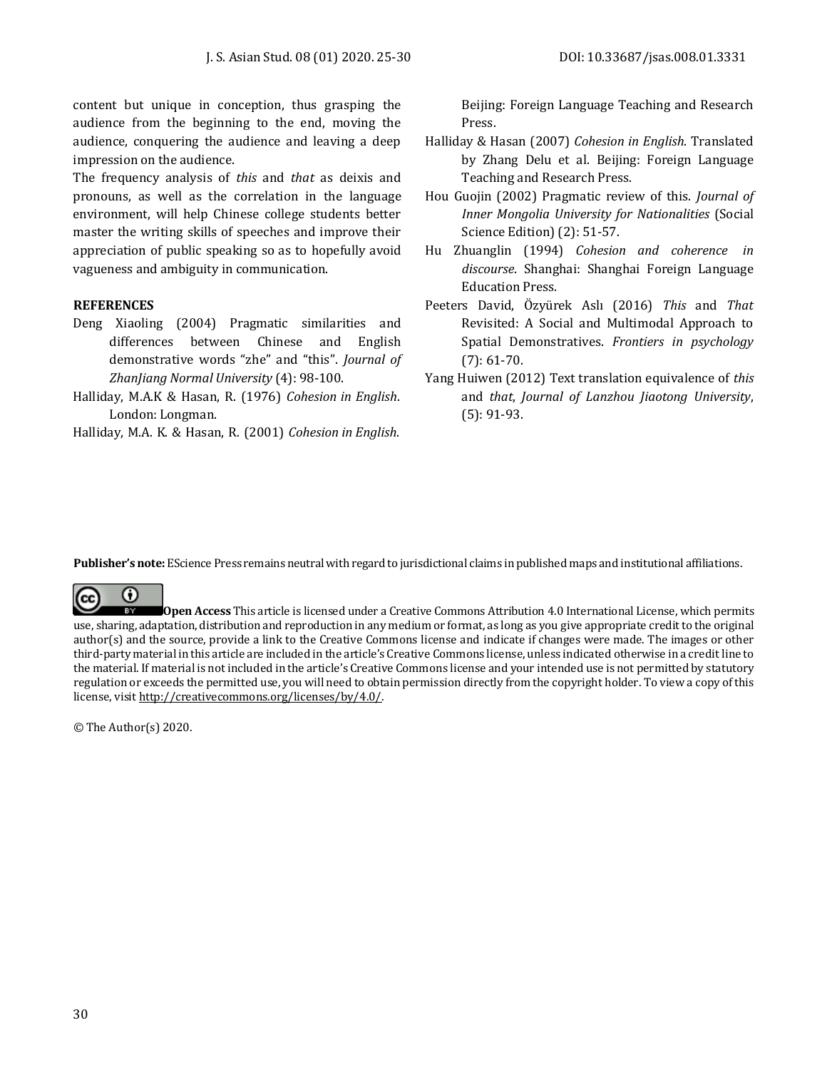content but unique in conception, thus grasping the audience from the beginning to the end, moving the audience, conquering the audience and leaving a deep impression on the audience.

The frequency analysis of *this* and *that* as deixis and pronouns, as well as the correlation in the language environment, will help Chinese college students better master the writing skills of speeches and improve their appreciation of public speaking so as to hopefully avoid vagueness and ambiguity in communication.

## REFERENCES

Deng Xiaoling (2004) Pragmatic similarities and differences between Chinese and English demonstrative words "zhe" and "this". *Journal of ZhanJiang Normal University* (4): 98-100.

Halliday, M.A.K & Hasan, R. (1976) *Cohesion in English*. London: Longman.

Halliday, M.A. K. & Hasan, R. (2001) *Cohesion in English*. Beijing: Foreign Language Teaching and Research Press.

Halliday & Hasan (2007) *Cohesion in English*. Translated by Zhang Delu et al. Beijing: Foreign Language Teaching and Research Press.

Hou Guojin (2002) Pragmatic review of this. *Journal of Inner Mongolia University for Nationalities* (Social Science Edition) (2): 51-57.

Hu Zhuanglin (1994) *Cohesion and coherence in discourse*. Shanghai: Shanghai Foreign Language Education Press.

Peeters David, Özyürek Aslı (2016) *This* and *That* Revisited: A Social and Multimodal Approach to Spatial Demonstratives. *Frontiers in psychology* (7): 61-70.

Yang Huiwen (2012) Text translation equivalence of *this* and *that*, *Journal of Lanzhou Jiaotong University*, (5): 91-93.

**Publisher's note:** EScience Press remains neutral with regard to jurisdictional claims in published maps and institutional affiliations.

**Open Access** This article is licensed under a Creative Commons Attribution 4.0 International License, which permits use, sharing, adaptation, distribution and reproduction in any medium or format, as long as you give appropriate credit to the original author(s) and the source, provide a link to the Creative Commons license and indicate if changes were made. The images or other third-party material in this article are included in the article's Creative Commons license, unless indicated otherwise in a credit line to the material. If material is not included in the article's Creative Commons license and your intended use is not permitted by statutory regulation or exceeds the permitted use, you will need to obtain permission directly from the copyright holder. To view a copy of this license, visit http://creativecommons.org/licenses/by/4.0/.

© The Author(s) 2020.